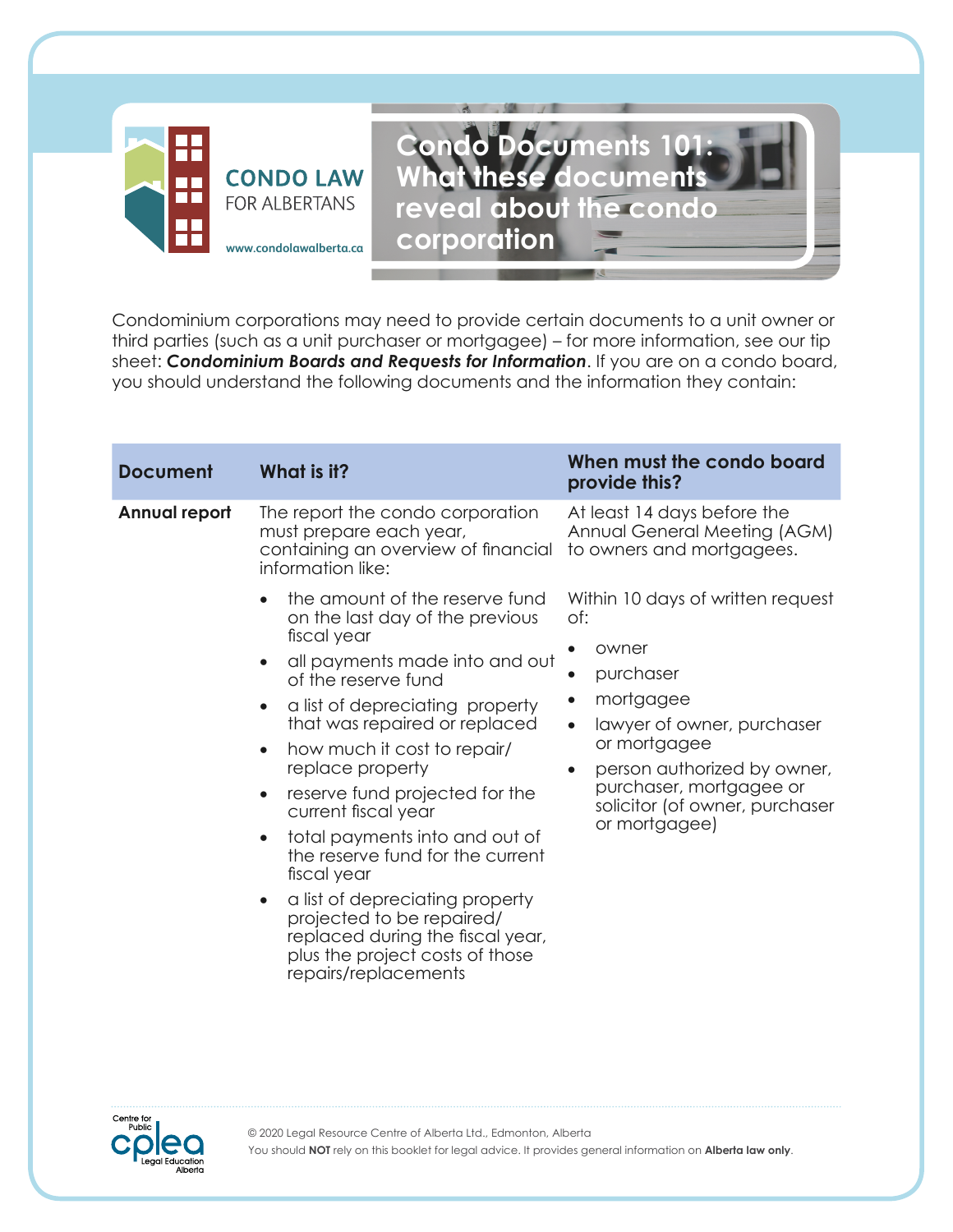CONDO LAW FOR ALBERTANS

www.condolawalberta.ca

# Condo Documents 101: What these documents reveal about the condo corporation

Condominium corporations may need to provide certain documents to a unit owner or third parties (such as a unit purchaser or mortgagee) – for more information, see our tip sheet: ***Condominium Boards and Requests for Information***. If you are on a condo board, you should understand the following documents and the information they contain:

| Document | What is it? | When must the condo board provide this? |
|---|---|---|
| **Annual report** | The report the condo corporation must prepare each year, containing an overview of financial information like:<br>• the amount of the reserve fund on the last day of the previous fiscal year<br>• all payments made into and out of the reserve fund<br>• a list of depreciating property that was repaired or replaced<br>• how much it cost to repair/ replace property<br>• reserve fund projected for the current fiscal year<br>• total payments into and out of the reserve fund for the current fiscal year<br>• a list of depreciating property projected to be repaired/ replaced during the fiscal year, plus the project costs of those repairs/replacements | At least 14 days before the Annual General Meeting (AGM) to owners and mortgagees.<br><br>Within 10 days of written request of:<br>• owner<br>• purchaser<br>• mortgagee<br>• lawyer of owner, purchaser or mortgagee<br>• person authorized by owner, purchaser, mortgagee or solicitor (of owner, purchaser or mortgagee) |

© 2020 Legal Resource Centre of Alberta Ltd., Edmonton, Alberta
You should **NOT** rely on this booklet for legal advice. It provides general information on **Alberta law only**.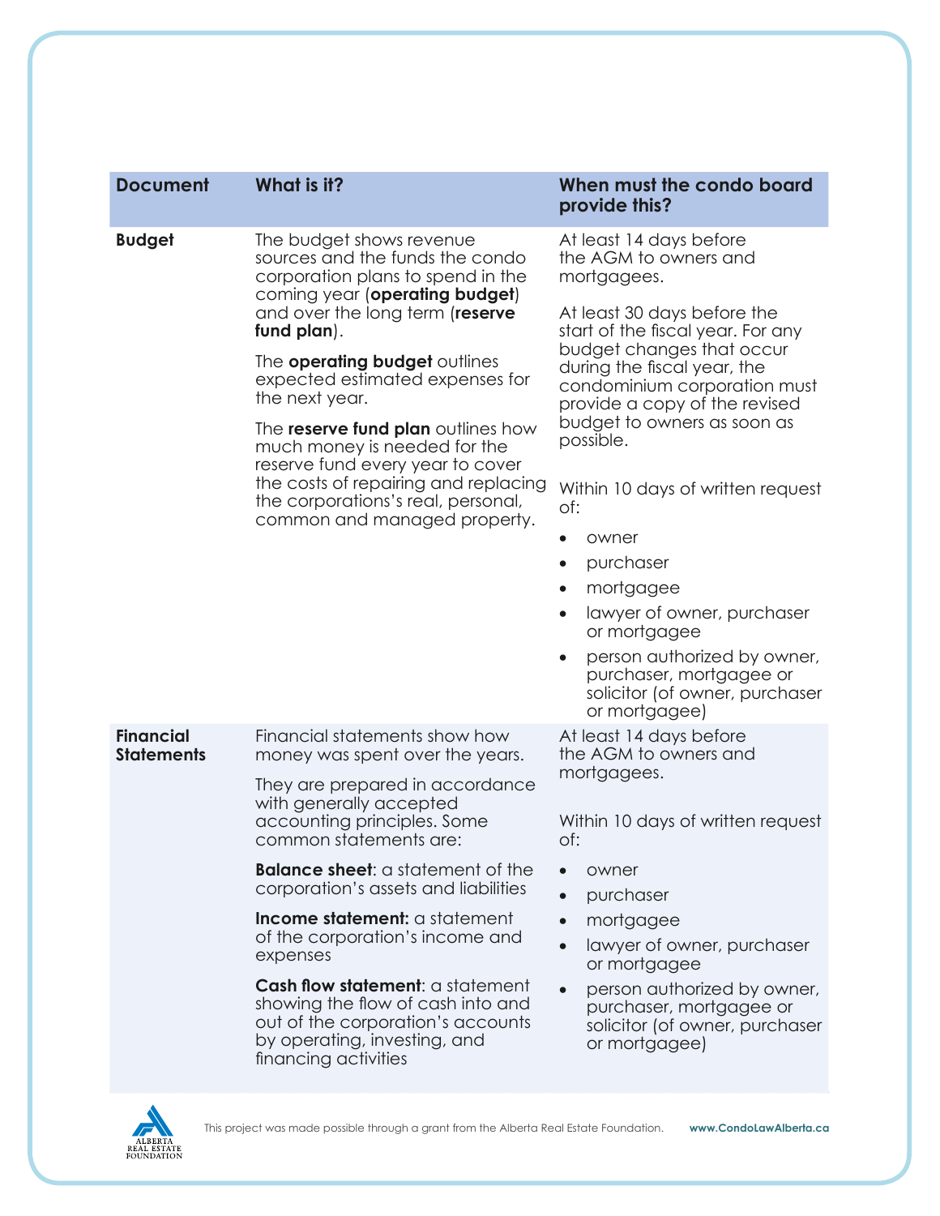| Document | What is it? | When must the condo board provide this? |
|---|---|---|
| **Budget** | The budget shows revenue sources and the funds the condo corporation plans to spend in the coming year (**operating budget**) and over the long term (**reserve fund plan**).<br><br>The **operating budget** outlines expected estimated expenses for the next year.<br><br>The **reserve fund plan** outlines how much money is needed for the reserve fund every year to cover the costs of repairing and replacing the corporations's real, personal, common and managed property. | At least 14 days before the AGM to owners and mortgagees.<br><br>At least 30 days before the start of the fiscal year. For any budget changes that occur during the fiscal year, the condominium corporation must provide a copy of the revised budget to owners as soon as possible.<br><br>Within 10 days of written request of:<br>• owner<br>• purchaser<br>• mortgagee<br>• lawyer of owner, purchaser or mortgagee<br>• person authorized by owner, purchaser, mortgagee or solicitor (of owner, purchaser or mortgagee) |
| **Financial Statements** | Financial statements show how money was spent over the years.<br><br>They are prepared in accordance with generally accepted accounting principles. Some common statements are:<br><br>**Balance sheet**: a statement of the corporation's assets and liabilities<br><br>**Income statement:** a statement of the corporation's income and expenses<br><br>**Cash flow statement**: a statement showing the flow of cash into and out of the corporation's accounts by operating, investing, and financing activities | At least 14 days before the AGM to owners and mortgagees.<br><br>Within 10 days of written request of:<br>• owner<br>• purchaser<br>• mortgagee<br>• lawyer of owner, purchaser or mortgagee<br>• person authorized by owner, purchaser, mortgagee or solicitor (of owner, purchaser or mortgagee) |

This project was made possible through a grant from the Alberta Real Estate Foundation. www.CondoLawAlberta.ca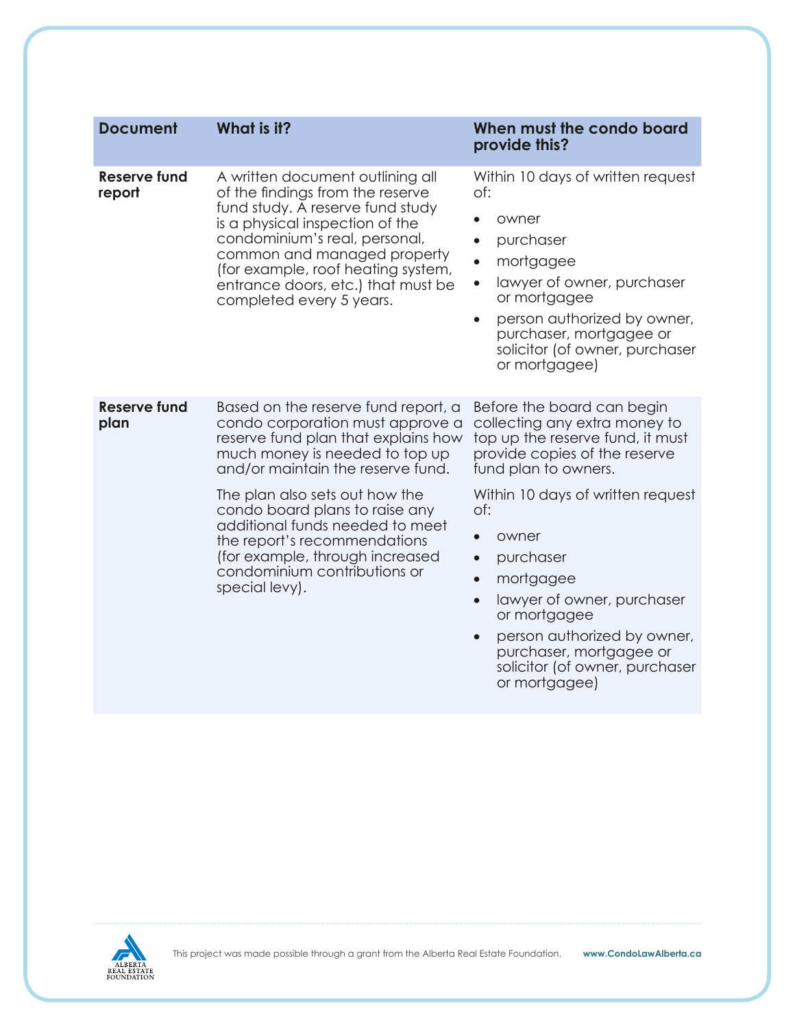| Document | What is it? | When must the condo board provide this? |
| --- | --- | --- |
| **Reserve fund report** | A written document outlining all of the findings from the reserve fund study. A reserve fund study is a physical inspection of the condominium's real, personal, common and managed property (for example, roof heating system, entrance doors, etc.) that must be completed every 5 years. | Within 10 days of written request of:<br>• owner<br>• purchaser<br>• mortgagee<br>• lawyer of owner, purchaser or mortgagee<br>• person authorized by owner, purchaser, mortgagee or solicitor (of owner, purchaser or mortgagee) |
| **Reserve fund plan** | Based on the reserve fund report, a condo corporation must approve a reserve fund plan that explains how much money is needed to top up and/or maintain the reserve fund.<br><br>The plan also sets out how the condo board plans to raise any additional funds needed to meet the report's recommendations (for example, through increased condominium contributions or special levy). | Before the board can begin collecting any extra money to top up the reserve fund, it must provide copies of the reserve fund plan to owners.<br><br>Within 10 days of written request of:<br>• owner<br>• purchaser<br>• mortgagee<br>• lawyer of owner, purchaser or mortgagee<br>• person authorized by owner, purchaser, mortgagee or solicitor (of owner, purchaser or mortgagee) |

This project was made possible through a grant from the Alberta Real Estate Foundation. **www.CondoLawAlberta.ca**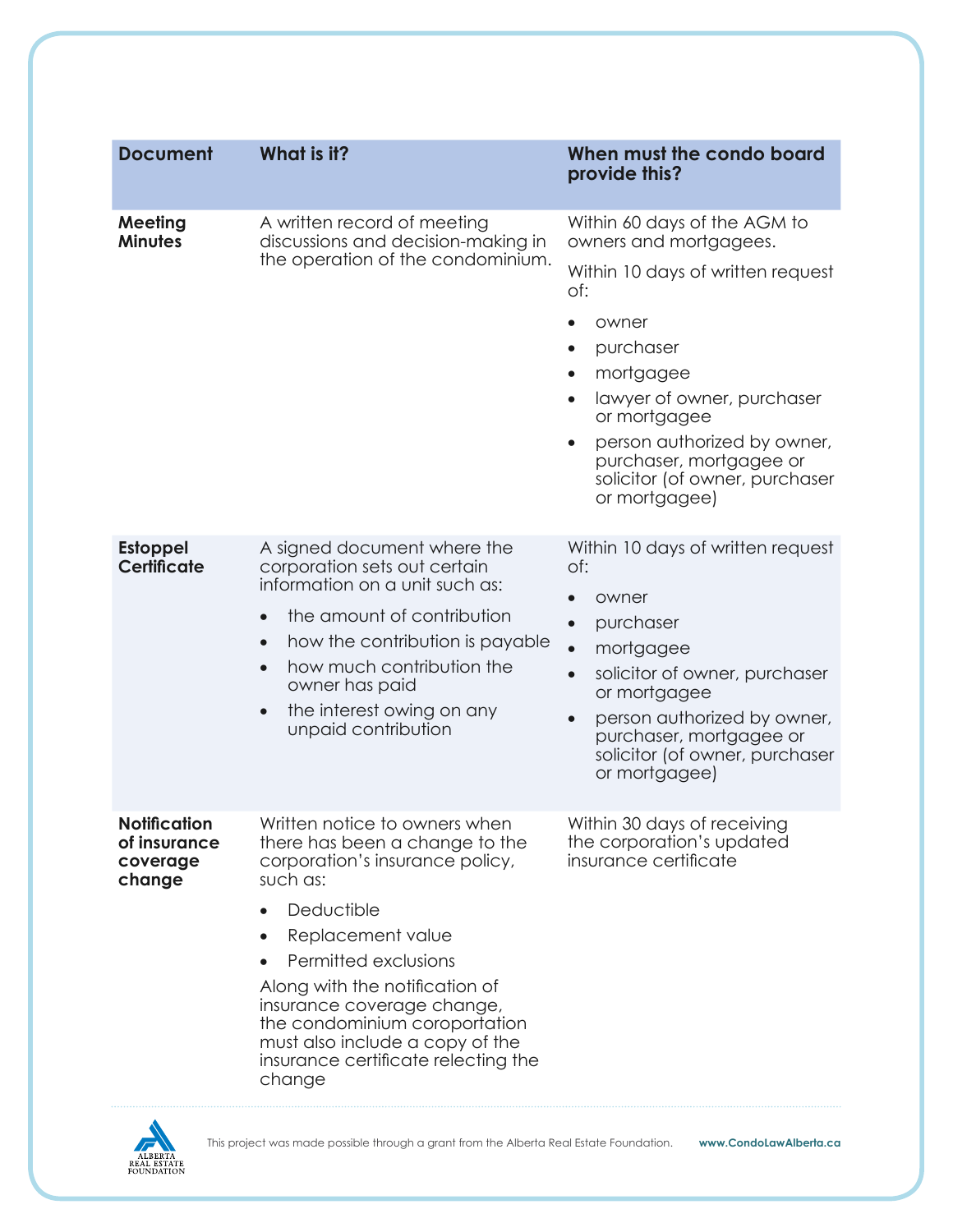| Document | What is it? | When must the condo board provide this? |
|---|---|---|
| **Meeting Minutes** | A written record of meeting discussions and decision-making in the operation of the condominium. | Within 60 days of the AGM to owners and mortgagees.<br><br>Within 10 days of written request of:<br>• owner<br>• purchaser<br>• mortgagee<br>• lawyer of owner, purchaser or mortgagee<br>• person authorized by owner, purchaser, mortgagee or solicitor (of owner, purchaser or mortgagee) |
| **Estoppel Certificate** | A signed document where the corporation sets out certain information on a unit such as:<br>• the amount of contribution<br>• how the contribution is payable<br>• how much contribution the owner has paid<br>• the interest owing on any unpaid contribution | Within 10 days of written request of:<br>• owner<br>• purchaser<br>• mortgagee<br>• solicitor of owner, purchaser or mortgagee<br>• person authorized by owner, purchaser, mortgagee or solicitor (of owner, purchaser or mortgagee) |
| **Notification of insurance coverage change** | Written notice to owners when there has been a change to the corporation's insurance policy, such as:<br>• Deductible<br>• Replacement value<br>• Permitted exclusions<br><br>Along with the notification of insurance coverage change, the condominium coroportation must also include a copy of the insurance certificate relecting the change | Within 30 days of receiving the corporation's updated insurance certificate |

This project was made possible through a grant from the Alberta Real Estate Foundation. www.CondoLawAlberta.ca